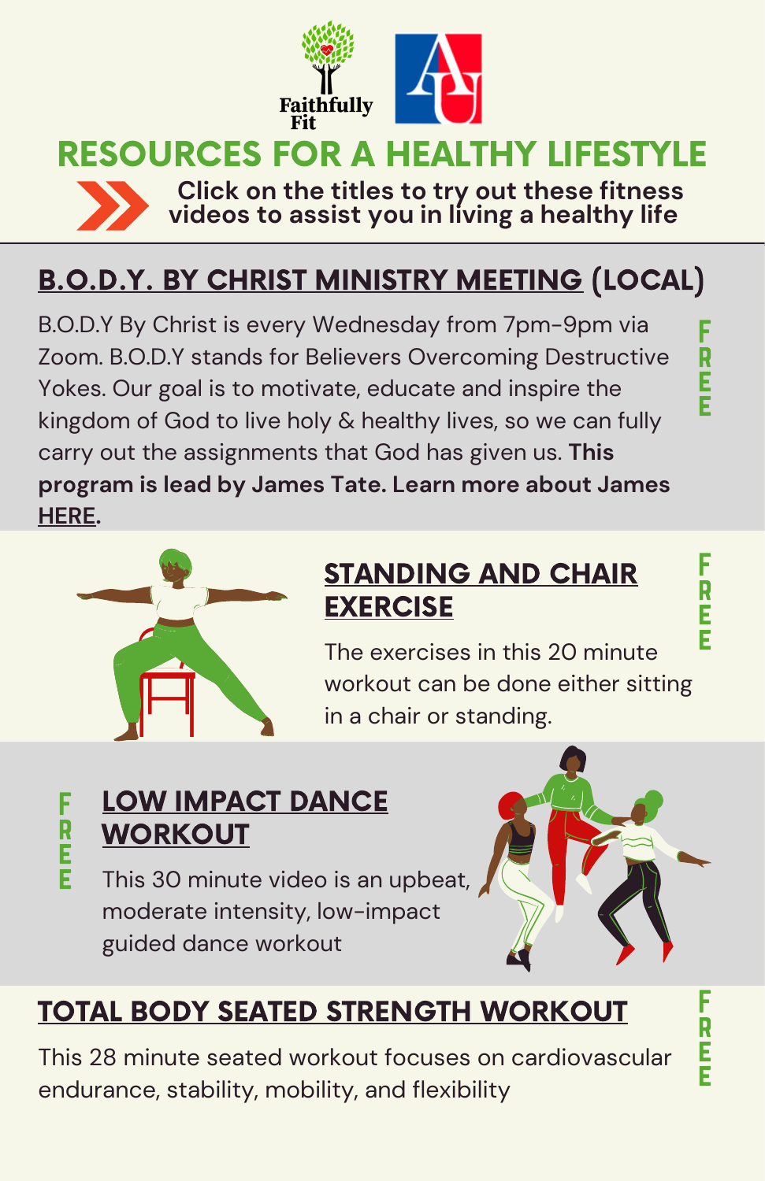Faithfully Fit

# RESOURCES FOR A HEALTHY LIFESTYLE

**Click on the titles to try out these fitness videos to assist you in living a healthy life**

## B.O.D.Y. BY CHRIST MINISTRY MEETING (LOCAL)

FREE

B.O.D.Y By Christ is every Wednesday from 7pm-9pm via Zoom. B.O.D.Y stands for Believers Overcoming Destructive Yokes. Our goal is to motivate, educate and inspire the kingdom of God to live holy & healthy lives, so we can fully carry out the assignments that God has given us. **This program is lead by James Tate. Learn more about James HERE.**

## STANDING AND CHAIR EXERCISE

FREE

The exercises in this 20 minute workout can be done either sitting in a chair or standing.

## LOW IMPACT DANCE WORKOUT

FREE

This 30 minute video is an upbeat, moderate intensity, low-impact guided dance workout

## TOTAL BODY SEATED STRENGTH WORKOUT

FREE

This 28 minute seated workout focuses on cardiovascular endurance, stability, mobility, and flexibility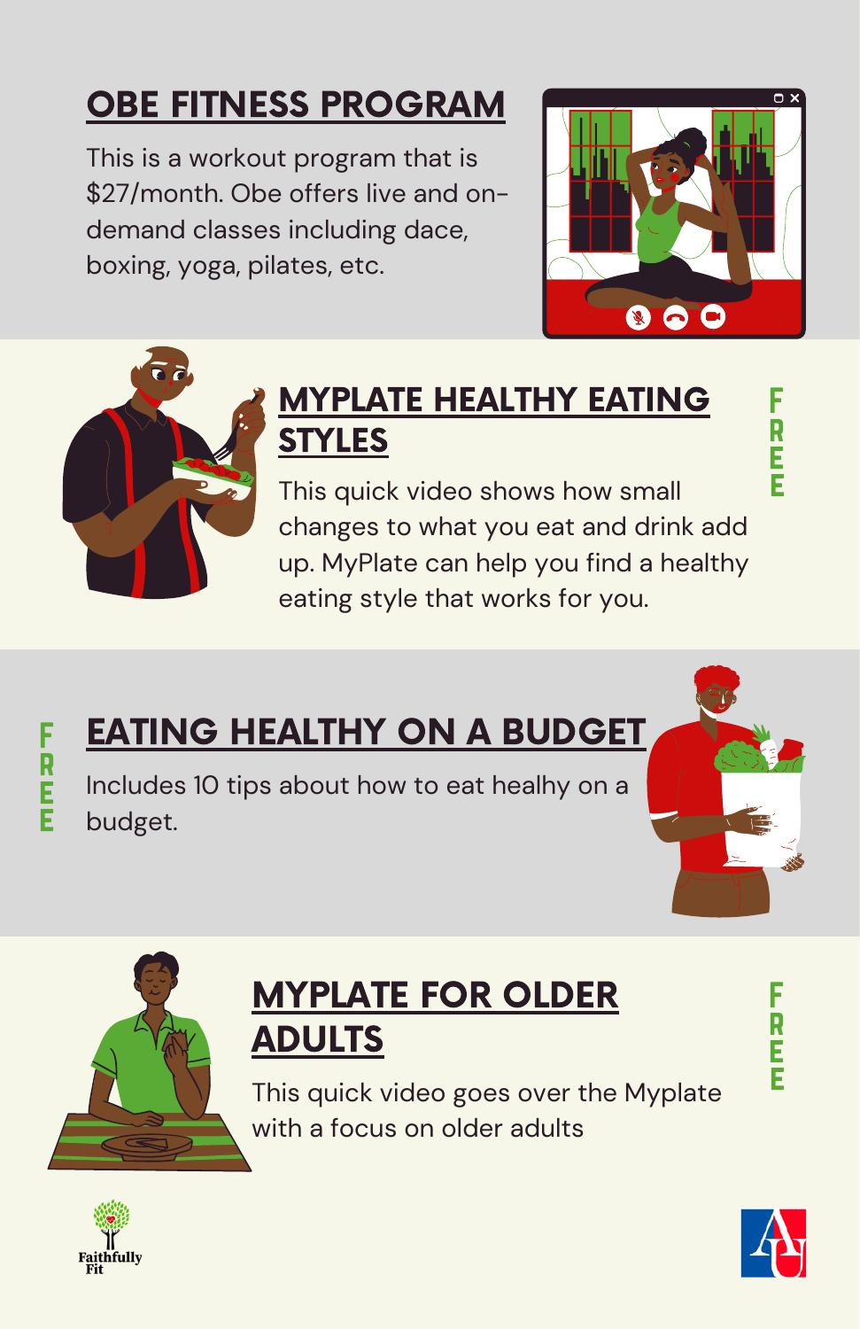## OBE FITNESS PROGRAM

This is a workout program that is $27/month. Obe offers live and on-demand classes including dace, boxing, yoga, pilates, etc.

## MYPLATE HEALTHY EATING STYLES

FREE

This quick video shows how small changes to what you eat and drink add up. MyPlate can help you find a healthy eating style that works for you.

## EATING HEALTHY ON A BUDGET

FREE

Includes 10 tips about how to eat healhy on a budget.

## MYPLATE FOR OLDER ADULTS

FREE

This quick video goes over the Myplate with a focus on older adults

Faithfully Fit